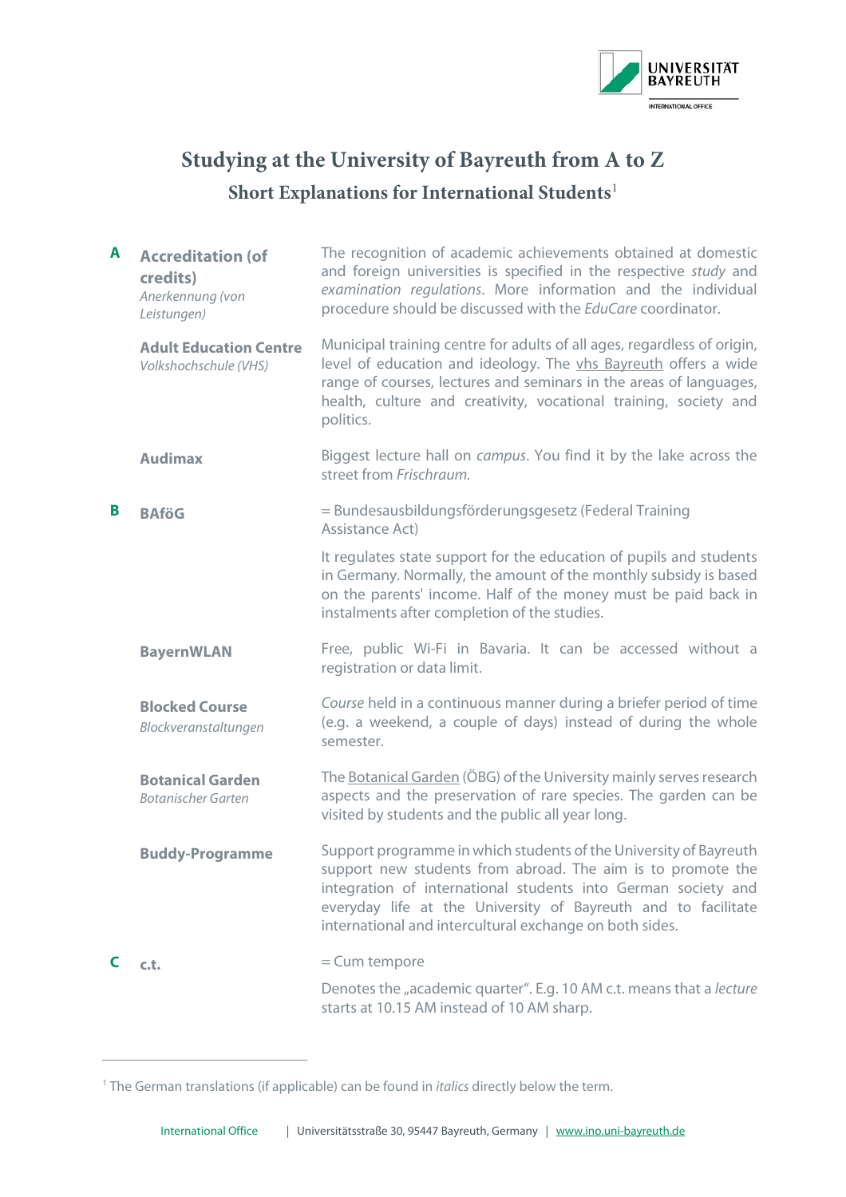# Studying at the University of Bayreuth from A to Z

## Short Explanations for International Students[1]

**A**

**Accreditation (of credits)**
*Anerkennung (von Leistungen)*

The recognition of academic achievements obtained at domestic and foreign universities is specified in the respective *study* and *examination regulations*. More information and the individual procedure should be discussed with the *EduCare* coordinator.

**Adult Education Centre**
*Volkshochschule (VHS)*

Municipal training centre for adults of all ages, regardless of origin, level of education and ideology. The vhs Bayreuth offers a wide range of courses, lectures and seminars in the areas of languages, health, culture and creativity, vocational training, society and politics.

**Audimax**

Biggest lecture hall on *campus*. You find it by the lake across the street from *Frischraum*.

**B**

**BAföG**

= Bundesausbildungsförderungsgesetz (Federal Training Assistance Act)

It regulates state support for the education of pupils and students in Germany. Normally, the amount of the monthly subsidy is based on the parents' income. Half of the money must be paid back in instalments after completion of the studies.

**BayernWLAN**

Free, public Wi-Fi in Bavaria. It can be accessed without a registration or data limit.

**Blocked Course**
*Blockveranstaltungen*

*Course* held in a continuous manner during a briefer period of time (e.g. a weekend, a couple of days) instead of during the whole semester.

**Botanical Garden**
*Botanischer Garten*

The Botanical Garden (ÖBG) of the University mainly serves research aspects and the preservation of rare species. The garden can be visited by students and the public all year long.

**Buddy-Programme**

Support programme in which students of the University of Bayreuth support new students from abroad. The aim is to promote the integration of international students into German society and everyday life at the University of Bayreuth and to facilitate international and intercultural exchange on both sides.

**C**

**c.t.**

= Cum tempore

Denotes the „academic quarter". E.g. 10 AM c.t. means that a *lecture* starts at 10.15 AM instead of 10 AM sharp.

---

[1] The German translations (if applicable) can be found in *italics* directly below the term.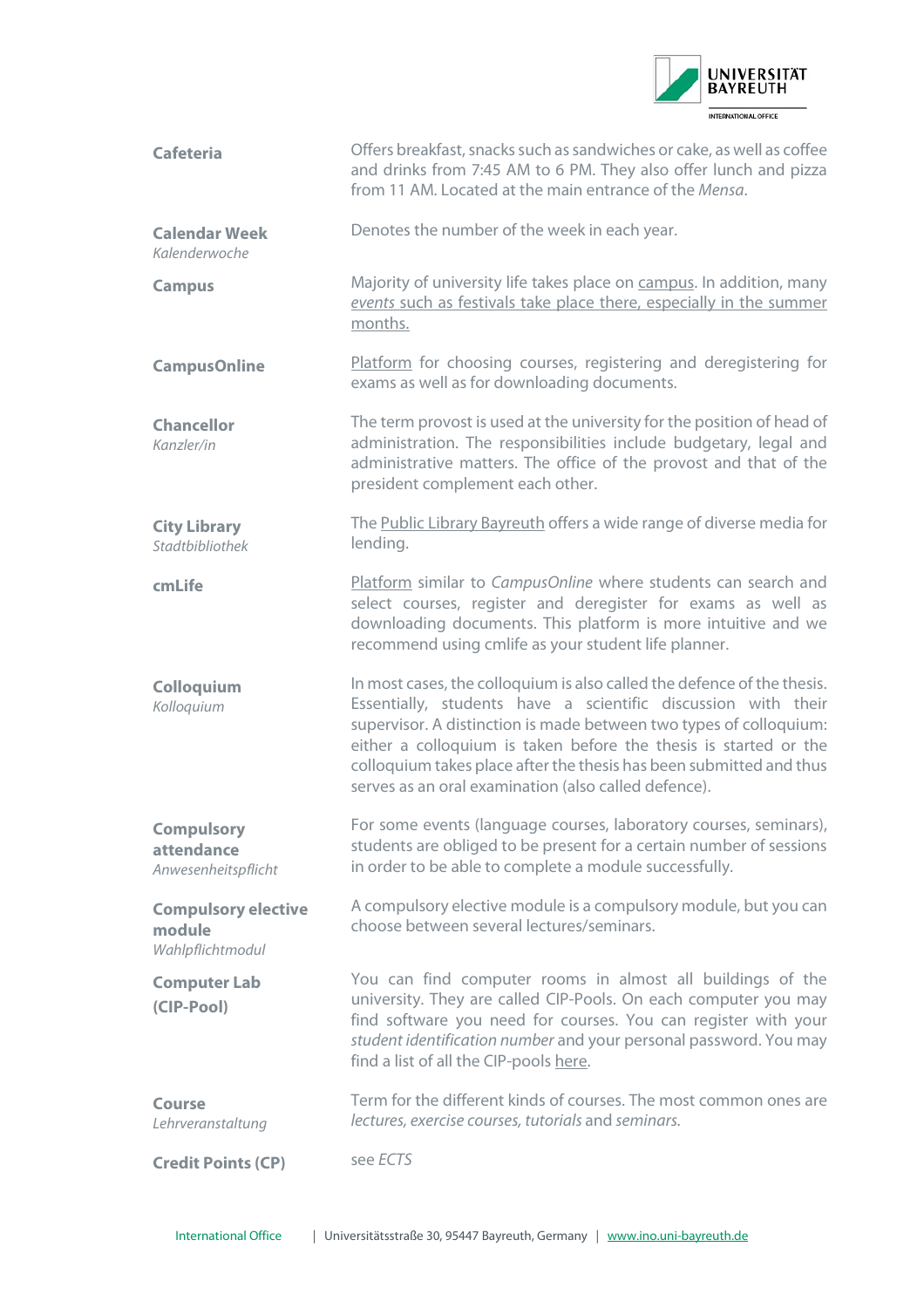| | |
|---|---|
| **Cafeteria** | Offers breakfast, snacks such as sandwiches or cake, as well as coffee and drinks from 7:45 AM to 6 PM. They also offer lunch and pizza from 11 AM. Located at the main entrance of the *Mensa*. |
| **Calendar Week** *Kalenderwoche* | Denotes the number of the week in each year. |
| **Campus** | Majority of university life takes place on campus. In addition, many *events* such as festivals take place there, especially in the summer months. |
| **CampusOnline** | Platform for choosing courses, registering and deregistering for exams as well as for downloading documents. |
| **Chancellor** *Kanzler/in* | The term provost is used at the university for the position of head of administration. The responsibilities include budgetary, legal and administrative matters. The office of the provost and that of the president complement each other. |
| **City Library** *Stadtbibliothek* | The Public Library Bayreuth offers a wide range of diverse media for lending. |
| **cmLife** | Platform similar to *CampusOnline* where students can search and select courses, register and deregister for exams as well as downloading documents. This platform is more intuitive and we recommend using cmlife as your student life planner. |
| **Colloquium** *Kolloquium* | In most cases, the colloquium is also called the defence of the thesis. Essentially, students have a scientific discussion with their supervisor. A distinction is made between two types of colloquium: either a colloquium is taken before the thesis is started or the colloquium takes place after the thesis has been submitted and thus serves as an oral examination (also called defence). |
| **Compulsory attendance** *Anwesenheitspflicht* | For some events (language courses, laboratory courses, seminars), students are obliged to be present for a certain number of sessions in order to be able to complete a module successfully. |
| **Compulsory elective module** *Wahlpflichtmodul* | A compulsory elective module is a compulsory module, but you can choose between several lectures/seminars. |
| **Computer Lab (CIP-Pool)** | You can find computer rooms in almost all buildings of the university. They are called CIP-Pools. On each computer you may find software you need for courses. You can register with your *student identification number* and your personal password. You may find a list of all the CIP-pools here. |
| **Course** *Lehrveranstaltung* | Term for the different kinds of courses. The most common ones are *lectures, exercise courses, tutorials* and *seminars.* |
| **Credit Points (CP)** | see *ECTS* |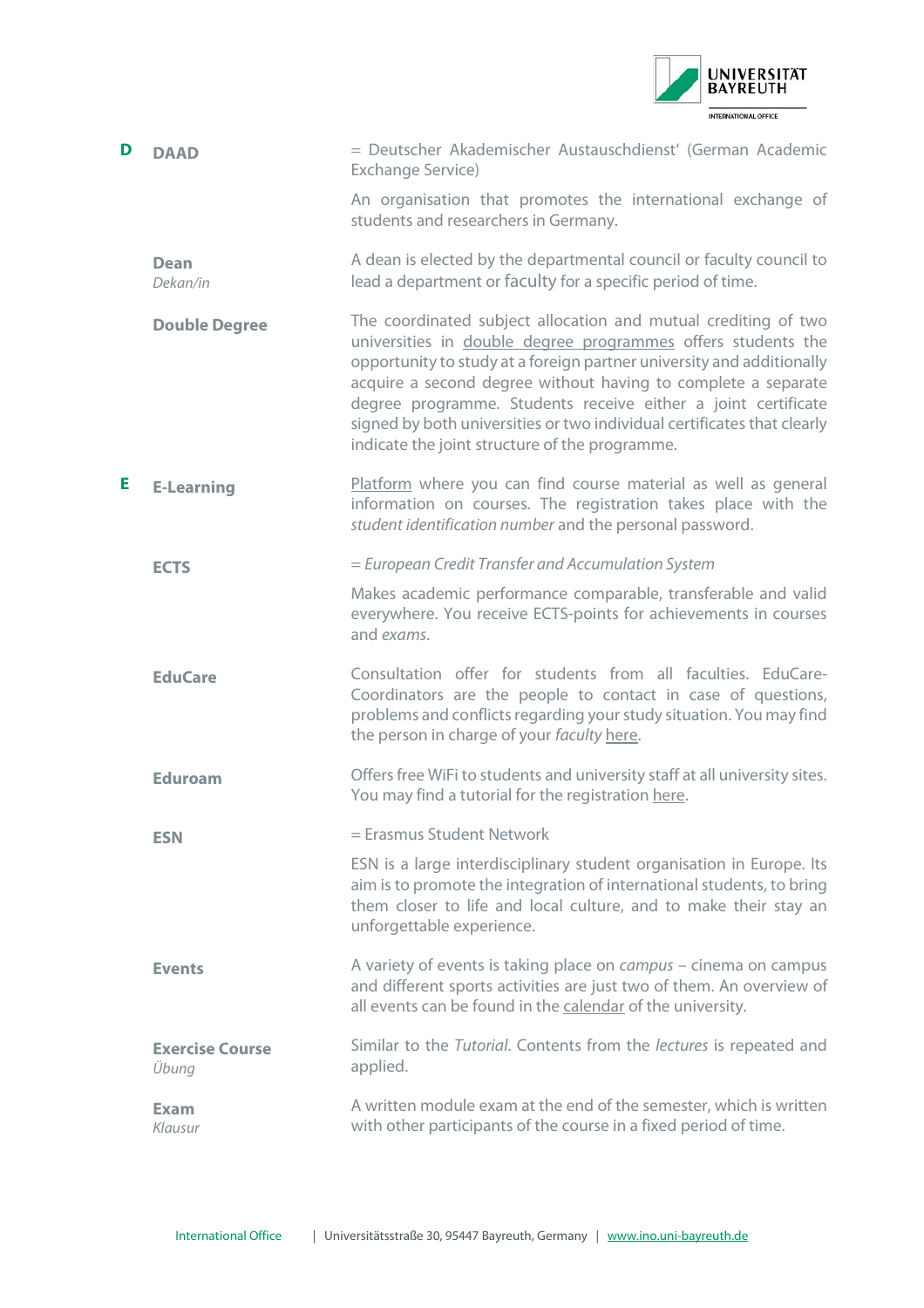## D

**DAAD**

= Deutscher Akademischer Austauschdienst' (German Academic Exchange Service)

An organisation that promotes the international exchange of students and researchers in Germany.

**Dean**
*Dekan/in*

A dean is elected by the departmental council or faculty council to lead a department or faculty for a specific period of time.

**Double Degree**

The coordinated subject allocation and mutual crediting of two universities in double degree programmes offers students the opportunity to study at a foreign partner university and additionally acquire a second degree without having to complete a separate degree programme. Students receive either a joint certificate signed by both universities or two individual certificates that clearly indicate the joint structure of the programme.

## E

**E-Learning**

Platform where you can find course material as well as general information on courses. The registration takes place with the *student identification number* and the personal password.

**ECTS**

= *European Credit Transfer and Accumulation System*

Makes academic performance comparable, transferable and valid everywhere. You receive ECTS-points for achievements in courses and *exams*.

**EduCare**

Consultation offer for students from all faculties. EduCare-Coordinators are the people to contact in case of questions, problems and conflicts regarding your study situation. You may find the person in charge of your *faculty* here.

**Eduroam**

Offers free WiFi to students and university staff at all university sites. You may find a tutorial for the registration here.

**ESN**

= Erasmus Student Network

ESN is a large interdisciplinary student organisation in Europe. Its aim is to promote the integration of international students, to bring them closer to life and local culture, and to make their stay an unforgettable experience.

**Events**

A variety of events is taking place on *campus* – cinema on campus and different sports activities are just two of them. An overview of all events can be found in the calendar of the university.

**Exercise Course**
*Übung*

Similar to the *Tutorial*. Contents from the *lectures* is repeated and applied.

**Exam**
*Klausur*

A written module exam at the end of the semester, which is written with other participants of the course in a fixed period of time.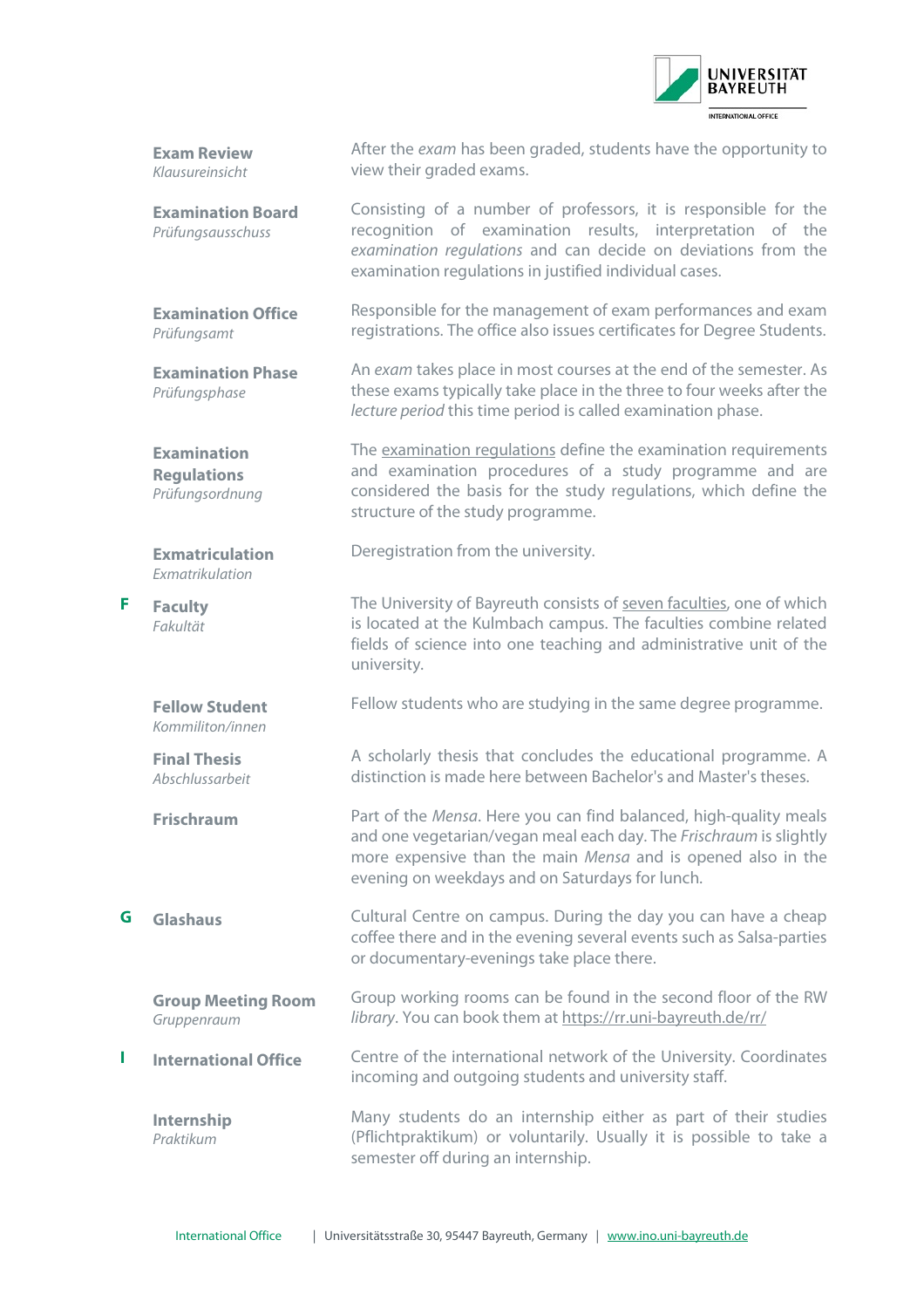**Exam Review**
*Klausureinsicht*

After the *exam* has been graded, students have the opportunity to view their graded exams.

**Examination Board**
*Prüfungsausschuss*

Consisting of a number of professors, it is responsible for the recognition of examination results, interpretation of the *examination regulations* and can decide on deviations from the examination regulations in justified individual cases.

**Examination Office**
*Prüfungsamt*

Responsible for the management of exam performances and exam registrations. The office also issues certificates for Degree Students.

**Examination Phase**
*Prüfungsphase*

An *exam* takes place in most courses at the end of the semester. As these exams typically take place in the three to four weeks after the *lecture period* this time period is called examination phase.

**Examination Regulations**
*Prüfungsordnung*

The examination regulations define the examination requirements and examination procedures of a study programme and are considered the basis for the study regulations, which define the structure of the study programme.

**Exmatriculation**
*Exmatrikulation*

Deregistration from the university.

## F

**Faculty**
*Fakultät*

The University of Bayreuth consists of seven faculties, one of which is located at the Kulmbach campus. The faculties combine related fields of science into one teaching and administrative unit of the university.

**Fellow Student**
*Kommiliton/innen*

Fellow students who are studying in the same degree programme.

**Final Thesis**
*Abschlussarbeit*

A scholarly thesis that concludes the educational programme. A distinction is made here between Bachelor's and Master's theses.

**Frischraum**

Part of the *Mensa*. Here you can find balanced, high-quality meals and one vegetarian/vegan meal each day. The *Frischraum* is slightly more expensive than the main *Mensa* and is opened also in the evening on weekdays and on Saturdays for lunch.

## G

**Glashaus**

Cultural Centre on campus. During the day you can have a cheap coffee there and in the evening several events such as Salsa-parties or documentary-evenings take place there.

**Group Meeting Room**
*Gruppenraum*

Group working rooms can be found in the second floor of the RW *library*. You can book them at https://rr.uni-bayreuth.de/rr/

## I

**International Office**

Centre of the international network of the University. Coordinates incoming and outgoing students and university staff.

**Internship**
*Praktikum*

Many students do an internship either as part of their studies (Pflichtpraktikum) or voluntarily. Usually it is possible to take a semester off during an internship.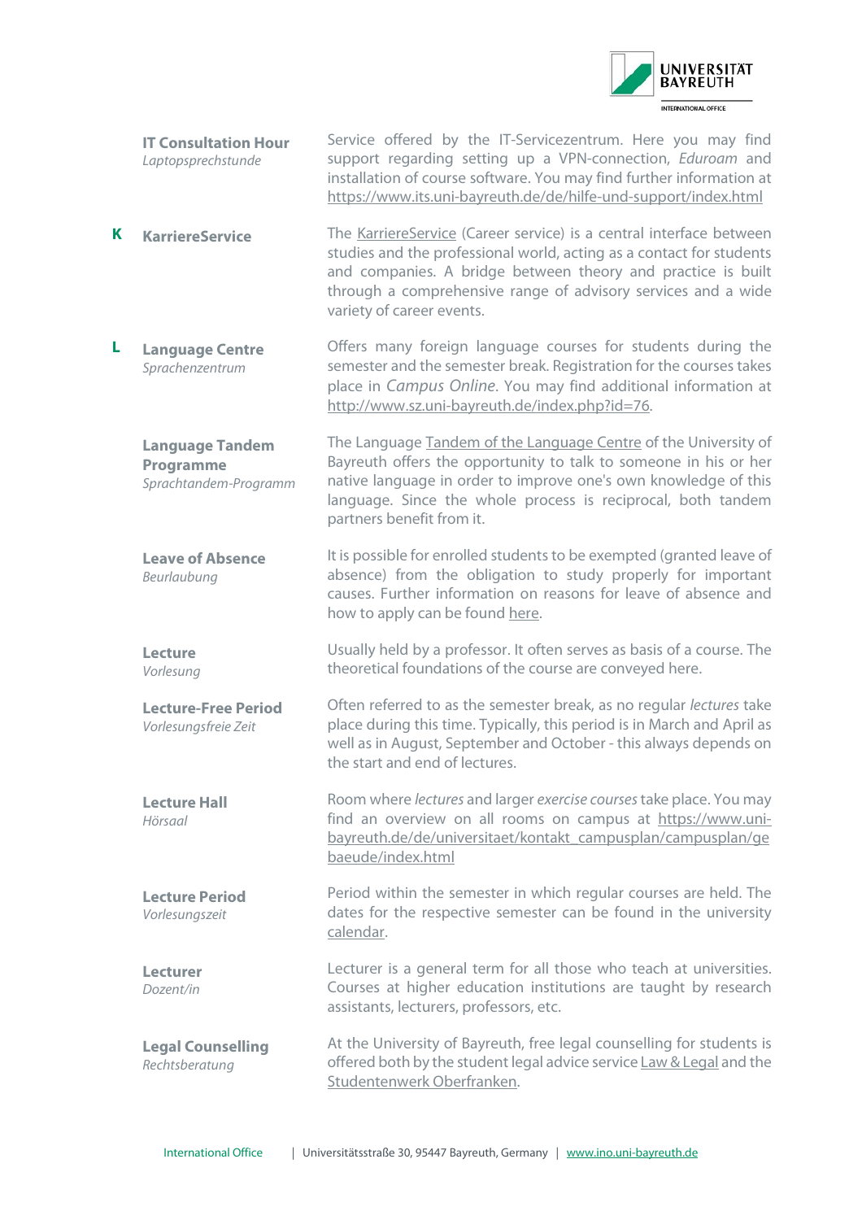**IT Consultation Hour**
*Laptopsprechstunde*

Service offered by the IT-Servicezentrum. Here you may find support regarding setting up a VPN-connection, *Eduroam* and installation of course software. You may find further information at https://www.its.uni-bayreuth.de/de/hilfe-und-support/index.html

## K

**KarriereService**

The KarriereService (Career service) is a central interface between studies and the professional world, acting as a contact for students and companies. A bridge between theory and practice is built through a comprehensive range of advisory services and a wide variety of career events.

## L

**Language Centre**
*Sprachenzentrum*

Offers many foreign language courses for students during the semester and the semester break. Registration for the courses takes place in *Campus Online*. You may find additional information at http://www.sz.uni-bayreuth.de/index.php?id=76.

**Language Tandem Programme**
*Sprachtandem-Programm*

The Language Tandem of the Language Centre of the University of Bayreuth offers the opportunity to talk to someone in his or her native language in order to improve one's own knowledge of this language. Since the whole process is reciprocal, both tandem partners benefit from it.

**Leave of Absence**
*Beurlaubung*

It is possible for enrolled students to be exempted (granted leave of absence) from the obligation to study properly for important causes. Further information on reasons for leave of absence and how to apply can be found here.

**Lecture**
*Vorlesung*

Usually held by a professor. It often serves as basis of a course. The theoretical foundations of the course are conveyed here.

**Lecture-Free Period**
*Vorlesungsfreie Zeit*

Often referred to as the semester break, as no regular *lectures* take place during this time. Typically, this period is in March and April as well as in August, September and October - this always depends on the start and end of lectures.

**Lecture Hall**
*Hörsaal*

Room where *lectures* and larger *exercise courses* take place. You may find an overview on all rooms on campus at https://www.uni-bayreuth.de/de/universitaet/kontakt_campusplan/campusplan/gebaeude/index.html

**Lecture Period**
*Vorlesungszeit*

Period within the semester in which regular courses are held. The dates for the respective semester can be found in the university calendar.

**Lecturer**
*Dozent/in*

Lecturer is a general term for all those who teach at universities. Courses at higher education institutions are taught by research assistants, lecturers, professors, etc.

**Legal Counselling**
*Rechtsberatung*

At the University of Bayreuth, free legal counselling for students is offered both by the student legal advice service Law & Legal and the Studentenwerk Oberfranken.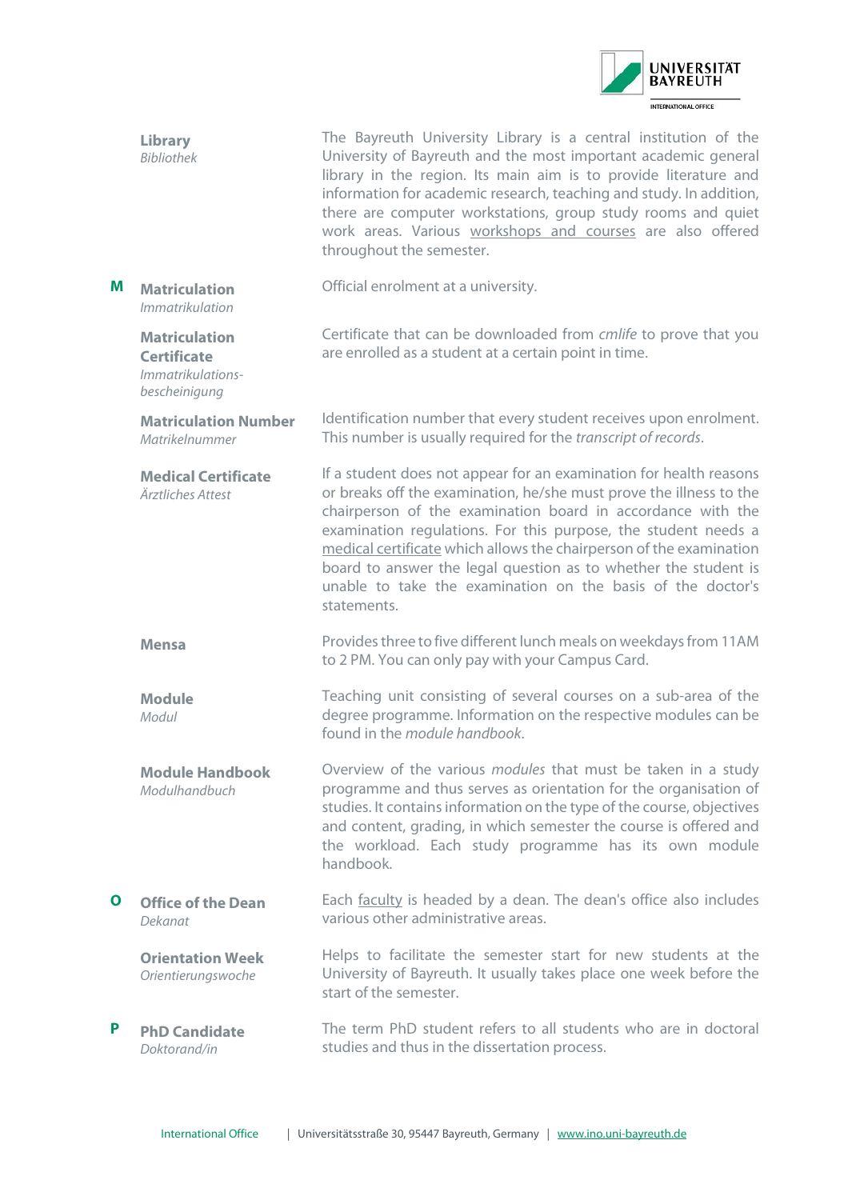**Library**
*Bibliothek*

The Bayreuth University Library is a central institution of the University of Bayreuth and the most important academic general library in the region. Its main aim is to provide literature and information for academic research, teaching and study. In addition, there are computer workstations, group study rooms and quiet work areas. Various workshops and courses are also offered throughout the semester.

## M

**Matriculation**
*Immatrikulation*

Official enrolment at a university.

**Matriculation Certificate**
*Immatrikulations-bescheinigung*

Certificate that can be downloaded from *cmlife* to prove that you are enrolled as a student at a certain point in time.

**Matriculation Number**
*Matrikelnummer*

Identification number that every student receives upon enrolment. This number is usually required for the *transcript of records*.

**Medical Certificate**
*Ärztliches Attest*

If a student does not appear for an examination for health reasons or breaks off the examination, he/she must prove the illness to the chairperson of the examination board in accordance with the examination regulations. For this purpose, the student needs a medical certificate which allows the chairperson of the examination board to answer the legal question as to whether the student is unable to take the examination on the basis of the doctor's statements.

**Mensa**

Provides three to five different lunch meals on weekdays from 11AM to 2 PM. You can only pay with your Campus Card.

**Module**
*Modul*

Teaching unit consisting of several courses on a sub-area of the degree programme. Information on the respective modules can be found in the *module handbook*.

**Module Handbook**
*Modulhandbuch*

Overview of the various *modules* that must be taken in a study programme and thus serves as orientation for the organisation of studies. It contains information on the type of the course, objectives and content, grading, in which semester the course is offered and the workload. Each study programme has its own module handbook.

## O

**Office of the Dean**
*Dekanat*

Each faculty is headed by a dean. The dean's office also includes various other administrative areas.

**Orientation Week**
*Orientierungswoche*

Helps to facilitate the semester start for new students at the University of Bayreuth. It usually takes place one week before the start of the semester.

## P

**PhD Candidate**
*Doktorand/in*

The term PhD student refers to all students who are in doctoral studies and thus in the dissertation process.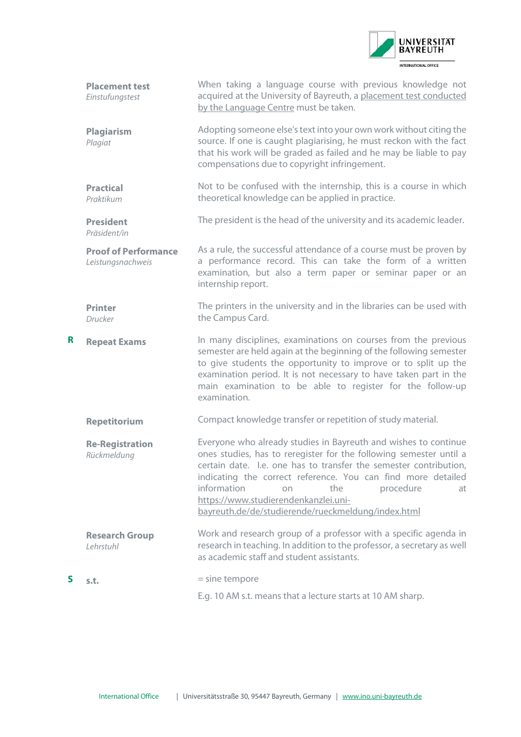**Placement test**
*Einstufungstest*

When taking a language course with previous knowledge not acquired at the University of Bayreuth, a placement test conducted by the Language Centre must be taken.

**Plagiarism**
*Plagiat*

Adopting someone else's text into your own work without citing the source. If one is caught plagiarising, he must reckon with the fact that his work will be graded as failed and he may be liable to pay compensations due to copyright infringement.

**Practical**
*Praktikum*

Not to be confused with the internship, this is a course in which theoretical knowledge can be applied in practice.

**President**
*Präsident/in*

The president is the head of the university and its academic leader.

**Proof of Performance**
*Leistungsnachweis*

As a rule, the successful attendance of a course must be proven by a performance record. This can take the form of a written examination, but also a term paper or seminar paper or an internship report.

**Printer**
*Drucker*

The printers in the university and in the libraries can be used with the Campus Card.

## R

**Repeat Exams**

In many disciplines, examinations on courses from the previous semester are held again at the beginning of the following semester to give students the opportunity to improve or to split up the examination period. It is not necessary to have taken part in the main examination to be able to register for the follow-up examination.

**Repetitorium**

Compact knowledge transfer or repetition of study material.

**Re-Registration**
*Rückmeldung*

Everyone who already studies in Bayreuth and wishes to continue ones studies, has to reregister for the following semester until a certain date. I.e. one has to transfer the semester contribution, indicating the correct reference. You can find more detailed information on the procedure at https://www.studierendenkanzlei.uni-bayreuth.de/de/studierende/rueckmeldung/index.html

**Research Group**
*Lehrstuhl*

Work and research group of a professor with a specific agenda in research in teaching. In addition to the professor, a secretary as well as academic staff and student assistants.

## S

**s.t.**

= sine tempore

E.g. 10 AM s.t. means that a lecture starts at 10 AM sharp.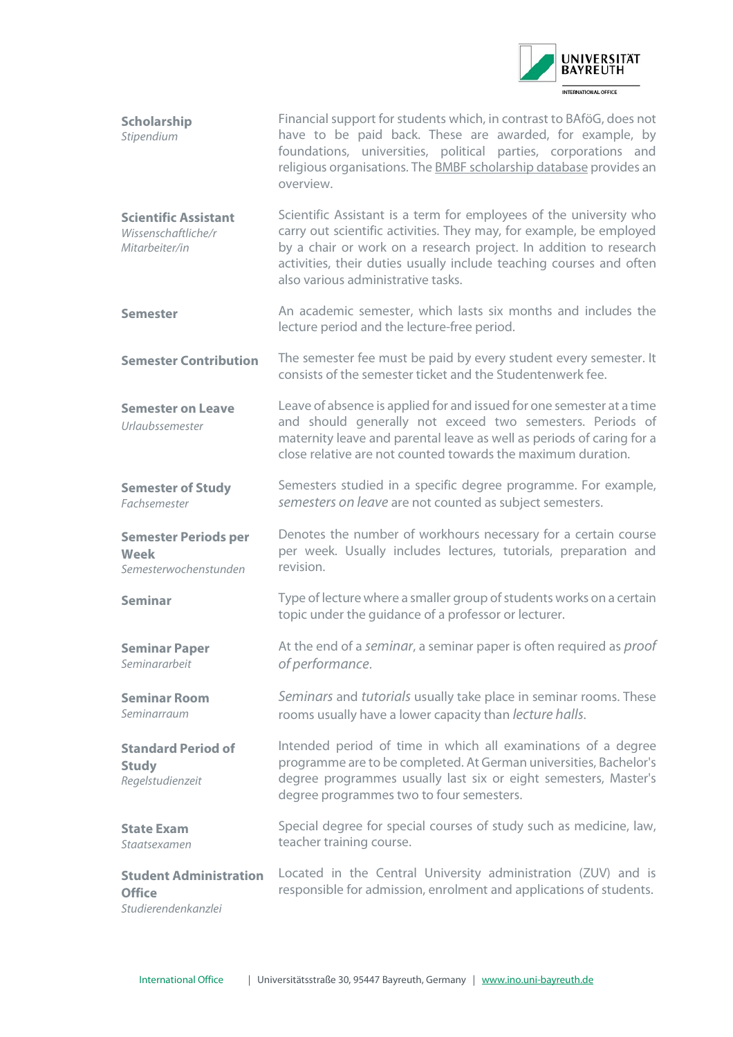**Scholarship**
*Stipendium*

Financial support for students which, in contrast to BAföG, does not have to be paid back. These are awarded, for example, by foundations, universities, political parties, corporations and religious organisations. The BMBF scholarship database provides an overview.

**Scientific Assistant**
*Wissenschaftliche/r Mitarbeiter/in*

Scientific Assistant is a term for employees of the university who carry out scientific activities. They may, for example, be employed by a chair or work on a research project. In addition to research activities, their duties usually include teaching courses and often also various administrative tasks.

**Semester**

An academic semester, which lasts six months and includes the lecture period and the lecture-free period.

**Semester Contribution**

The semester fee must be paid by every student every semester. It consists of the semester ticket and the Studentenwerk fee.

**Semester on Leave**
*Urlaubssemester*

Leave of absence is applied for and issued for one semester at a time and should generally not exceed two semesters. Periods of maternity leave and parental leave as well as periods of caring for a close relative are not counted towards the maximum duration.

**Semester of Study**
*Fachsemester*

Semesters studied in a specific degree programme. For example, *semesters on leave* are not counted as subject semesters.

**Semester Periods per Week**
*Semesterwochenstunden*

Denotes the number of workhours necessary for a certain course per week. Usually includes lectures, tutorials, preparation and revision.

**Seminar**

Type of lecture where a smaller group of students works on a certain topic under the guidance of a professor or lecturer.

**Seminar Paper**
*Seminararbeit*

At the end of a *seminar*, a seminar paper is often required as *proof of performance*.

**Seminar Room**
*Seminarraum*

*Seminars* and *tutorials* usually take place in seminar rooms. These rooms usually have a lower capacity than *lecture halls*.

**Standard Period of Study**
*Regelstudienzeit*

Intended period of time in which all examinations of a degree programme are to be completed. At German universities, Bachelor's degree programmes usually last six or eight semesters, Master's degree programmes two to four semesters.

**State Exam**
*Staatsexamen*

Special degree for special courses of study such as medicine, law, teacher training course.

**Student Administration Office**
*Studierendenkanzlei*

Located in the Central University administration (ZUV) and is responsible for admission, enrolment and applications of students.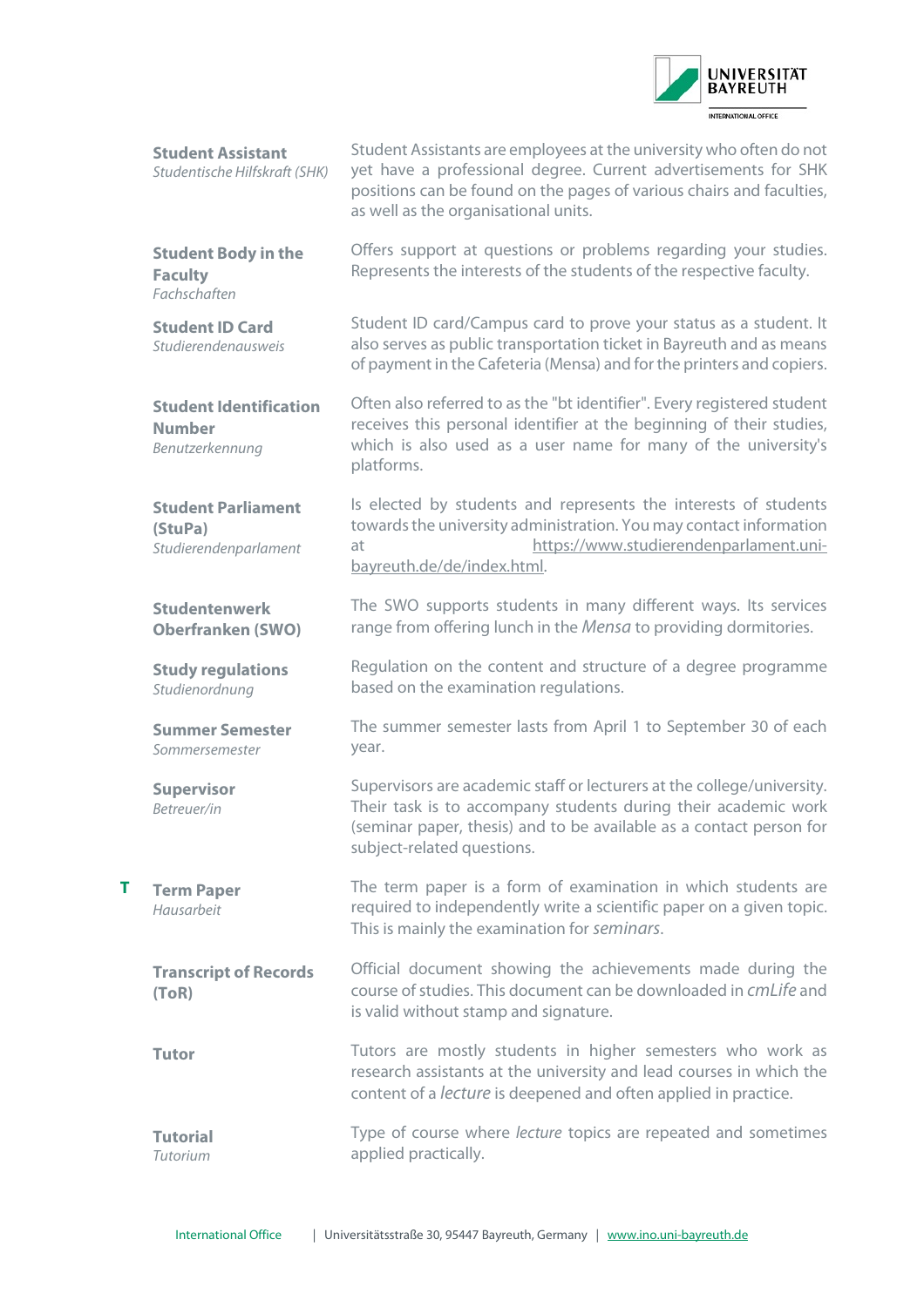**Student Assistant**
*Studentische Hilfskraft (SHK)*

Student Assistants are employees at the university who often do not yet have a professional degree. Current advertisements for SHK positions can be found on the pages of various chairs and faculties, as well as the organisational units.

**Student Body in the Faculty**
*Fachschaften*

Offers support at questions or problems regarding your studies. Represents the interests of the students of the respective faculty.

**Student ID Card**
*Studierendenausweis*

Student ID card/Campus card to prove your status as a student. It also serves as public transportation ticket in Bayreuth and as means of payment in the Cafeteria (Mensa) and for the printers and copiers.

**Student Identification Number**
*Benutzerkennung*

Often also referred to as the "bt identifier". Every registered student receives this personal identifier at the beginning of their studies, which is also used as a user name for many of the university's platforms.

**Student Parliament (StuPa)**
*Studierendenparlament*

Is elected by students and represents the interests of students towards the university administration. You may contact information at https://www.studierendenparlament.uni-bayreuth.de/de/index.html.

**Studentenwerk Oberfranken (SWO)**

The SWO supports students in many different ways. Its services range from offering lunch in the *Mensa* to providing dormitories.

**Study regulations**
*Studienordnung*

Regulation on the content and structure of a degree programme based on the examination regulations.

**Summer Semester**
*Sommersemester*

The summer semester lasts from April 1 to September 30 of each year.

**Supervisor**
*Betreuer/in*

Supervisors are academic staff or lecturers at the college/university. Their task is to accompany students during their academic work (seminar paper, thesis) and to be available as a contact person for subject-related questions.

## T

**Term Paper**
*Hausarbeit*

The term paper is a form of examination in which students are required to independently write a scientific paper on a given topic. This is mainly the examination for *seminars*.

**Transcript of Records (ToR)**

Official document showing the achievements made during the course of studies. This document can be downloaded in *cmLife* and is valid without stamp and signature.

**Tutor**

Tutors are mostly students in higher semesters who work as research assistants at the university and lead courses in which the content of a *lecture* is deepened and often applied in practice.

**Tutorial**
*Tutorium*

Type of course where *lecture* topics are repeated and sometimes applied practically.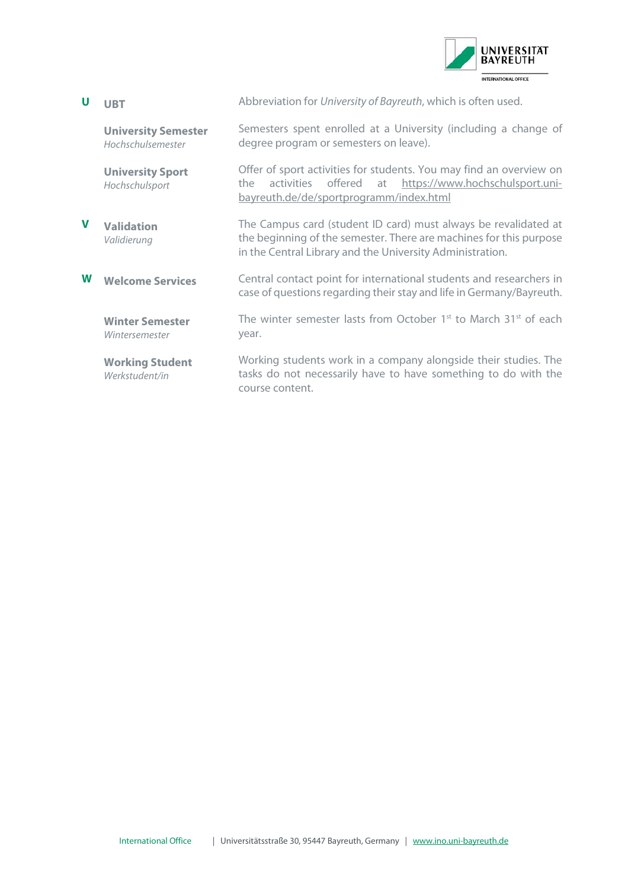## U

**UBT**
Abbreviation for *University of Bayreuth*, which is often used.

**University Semester**
*Hochschulsemester*
Semesters spent enrolled at a University (including a change of degree program or semesters on leave).

**University Sport**
*Hochschulsport*
Offer of sport activities for students. You may find an overview on the activities offered at https://www.hochschulsport.uni-bayreuth.de/de/sportprogramm/index.html

## V

**Validation**
*Validierung*
The Campus card (student ID card) must always be revalidated at the beginning of the semester. There are machines for this purpose in the Central Library and the University Administration.

## W

**Welcome Services**
Central contact point for international students and researchers in case of questions regarding their stay and life in Germany/Bayreuth.

**Winter Semester**
*Wintersemester*
The winter semester lasts from October 1st to March 31st of each year.

**Working Student**
*Werkstudent/in*
Working students work in a company alongside their studies. The tasks do not necessarily have to have something to do with the course content.